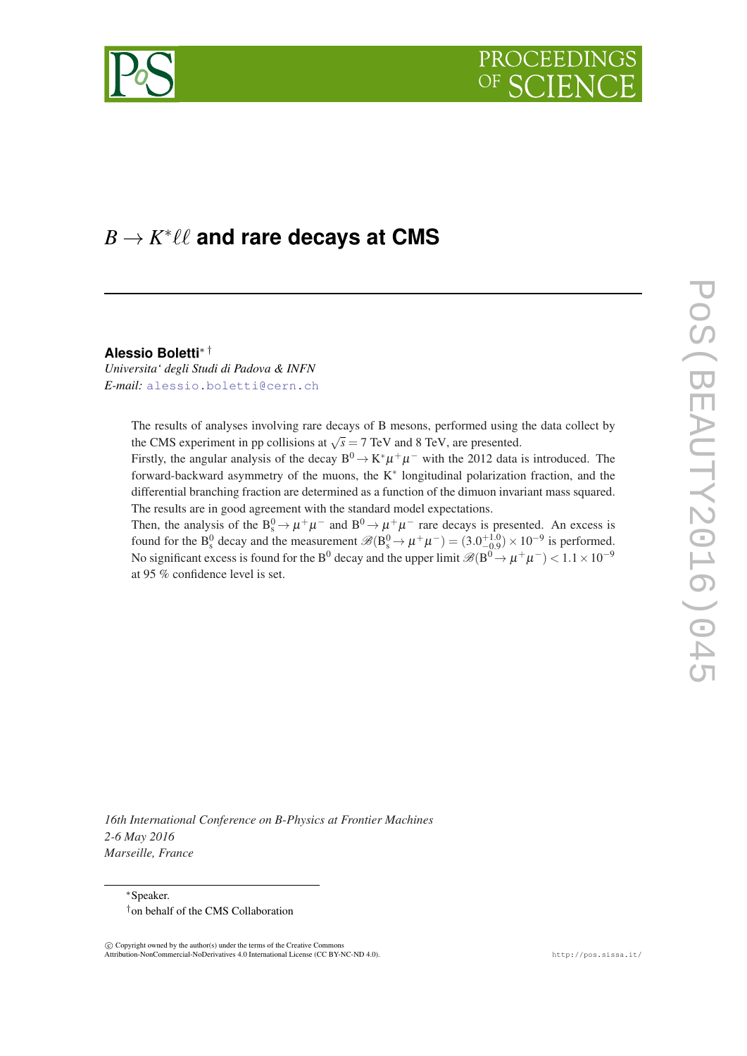# $B \to K^* \ell\ell$ and rare decays at CMS

**Alessio Boletti**[*,†]
*Universita' degli Studi di Padova & INFN*
*E-mail:* alessio.boletti@cern.ch

The results of analyses involving rare decays of B mesons, performed using the data collect by the CMS experiment in pp collisions at $\sqrt{s} = 7$ TeV and 8 TeV, are presented.
Firstly, the angular analysis of the decay $B^0 \to K^* \mu^+ \mu^-$ with the 2012 data is introduced. The forward-backward asymmetry of the muons, the $K^*$ longitudinal polarization fraction, and the differential branching fraction are determined as a function of the dimuon invariant mass squared. The results are in good agreement with the standard model expectations.
Then, the analysis of the $B^0_s \to \mu^+ \mu^-$ and $B^0 \to \mu^+ \mu^-$ rare decays is presented. An excess is found for the $B^0_s$ decay and the measurement $\mathscr{B}(B^0_s \to \mu^+ \mu^-) = (3.0^{+1.0}_{-0.9}) \times 10^{-9}$ is performed. No significant excess is found for the $B^0$ decay and the upper limit $\mathscr{B}(B^0 \to \mu^+ \mu^-) < 1.1 \times 10^{-9}$ at 95 % confidence level is set.

*16th International Conference on B-Physics at Frontier Machines*
*2-6 May 2016*
*Marseille, France*

[*]Speaker.
[†]on behalf of the CMS Collaboration

© Copyright owned by the author(s) under the terms of the Creative Commons Attribution-NonCommercial-NoDerivatives 4.0 International License (CC BY-NC-ND 4.0).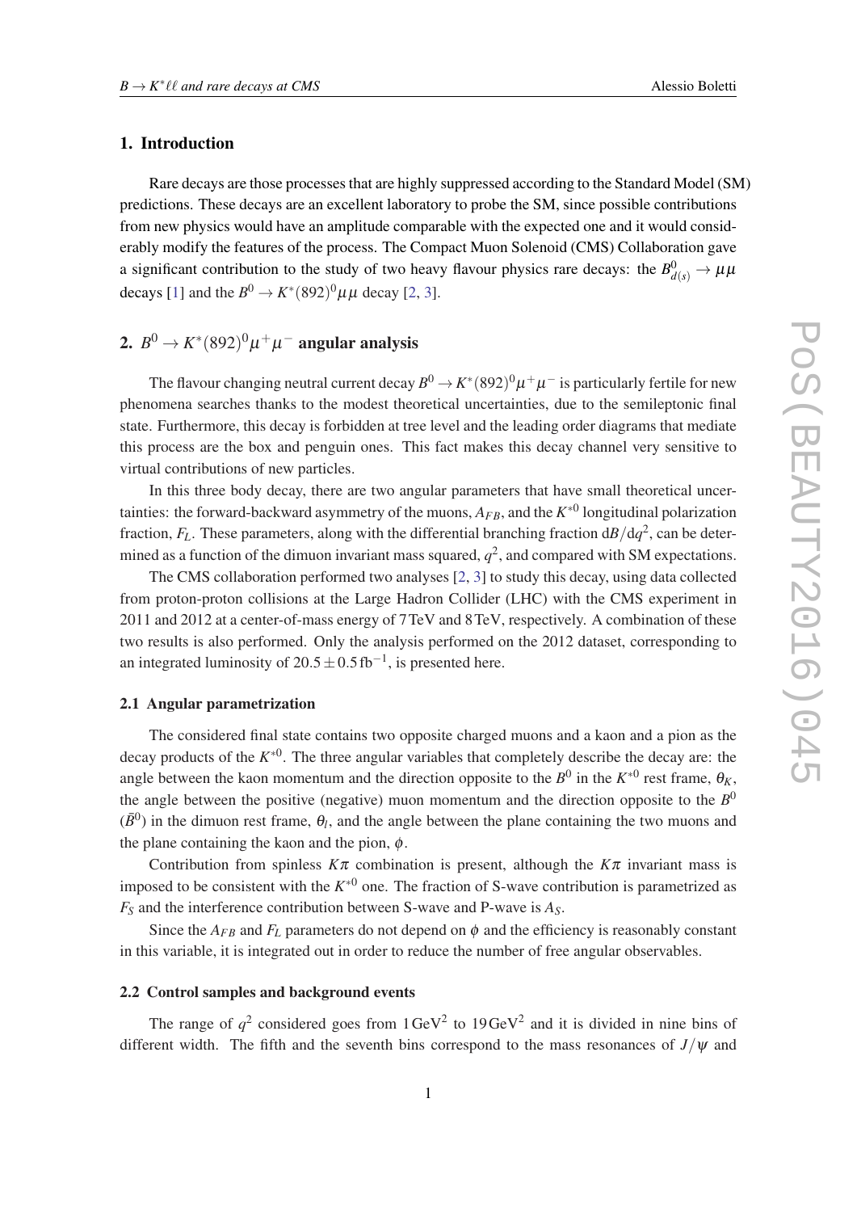## 1. Introduction

Rare decays are those processes that are highly suppressed according to the Standard Model (SM) predictions. These decays are an excellent laboratory to probe the SM, since possible contributions from new physics would have an amplitude comparable with the expected one and it would considerably modify the features of the process. The Compact Muon Solenoid (CMS) Collaboration gave a significant contribution to the study of two heavy flavour physics rare decays: the $B^0_{d(s)} \to \mu\mu$ decays [1] and the $B^0 \to K^*(892)^0\mu\mu$ decay [2, 3].

## 2. $B^0 \to K^*(892)^0\mu^+\mu^-$ angular analysis

The flavour changing neutral current decay $B^0 \to K^*(892)^0\mu^+\mu^-$ is particularly fertile for new phenomena searches thanks to the modest theoretical uncertainties, due to the semileptonic final state. Furthermore, this decay is forbidden at tree level and the leading order diagrams that mediate this process are the box and penguin ones. This fact makes this decay channel very sensitive to virtual contributions of new particles.

In this three body decay, there are two angular parameters that have small theoretical uncertainties: the forward-backward asymmetry of the muons, $A_{FB}$, and the $K^{*0}$ longitudinal polarization fraction, $F_L$. These parameters, along with the differential branching fraction $\mathrm{d}\mathcal{B}/\mathrm{d}q^2$, can be determined as a function of the dimuon invariant mass squared, $q^2$, and compared with SM expectations.

The CMS collaboration performed two analyses [2, 3] to study this decay, using data collected from proton-proton collisions at the Large Hadron Collider (LHC) with the CMS experiment in 2011 and 2012 at a center-of-mass energy of 7 TeV and 8 TeV, respectively. A combination of these two results is also performed. Only the analysis performed on the 2012 dataset, corresponding to an integrated luminosity of $20.5 \pm 0.5\,\mathrm{fb}^{-1}$, is presented here.

### 2.1 Angular parametrization

The considered final state contains two opposite charged muons and a kaon and a pion as the decay products of the $K^{*0}$. The three angular variables that completely describe the decay are: the angle between the kaon momentum and the direction opposite to the $B^0$ in the $K^{*0}$ rest frame, $\theta_K$, the angle between the positive (negative) muon momentum and the direction opposite to the $B^0$ ($\bar{B}^0$) in the dimuon rest frame, $\theta_l$, and the angle between the plane containing the two muons and the plane containing the kaon and the pion, $\phi$.

Contribution from spinless $K\pi$ combination is present, although the $K\pi$ invariant mass is imposed to be consistent with the $K^{*0}$ one. The fraction of S-wave contribution is parametrized as $F_S$ and the interference contribution between S-wave and P-wave is $A_S$.

Since the $A_{FB}$ and $F_L$ parameters do not depend on $\phi$ and the efficiency is reasonably constant in this variable, it is integrated out in order to reduce the number of free angular observables.

### 2.2 Control samples and background events

The range of $q^2$ considered goes from $1\,\mathrm{GeV}^2$ to $19\,\mathrm{GeV}^2$ and it is divided in nine bins of different width. The fifth and the seventh bins correspond to the mass resonances of $J/\psi$ and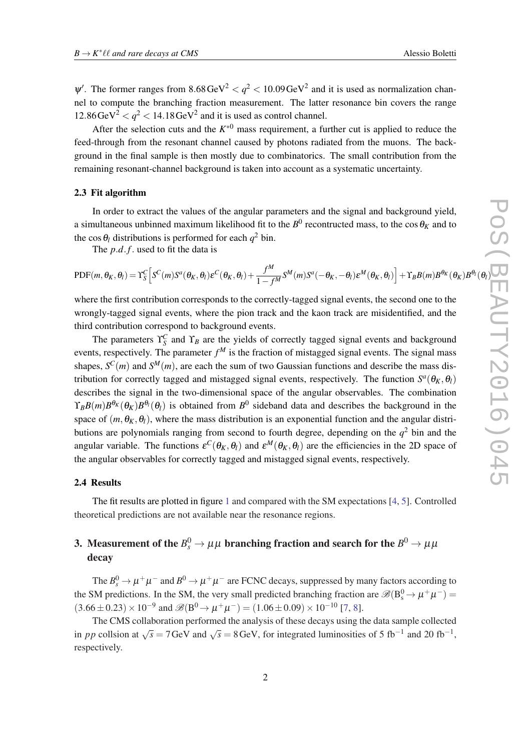$\psi'$. The former ranges from $8.68\,\mathrm{GeV}^2 < q^2 < 10.09\,\mathrm{GeV}^2$ and it is used as normalization channel to compute the branching fraction measurement. The latter resonance bin covers the range $12.86\,\mathrm{GeV}^2 < q^2 < 14.18\,\mathrm{GeV}^2$ and it is used as control channel.

After the selection cuts and the $K^{*0}$ mass requirement, a further cut is applied to reduce the feed-through from the resonant channel caused by photons radiated from the muons. The background in the final sample is then mostly due to combinatorics. The small contribution from the remaining resonant-channel background is taken into account as a systematic uncertainty.

### 2.3 Fit algorithm

In order to extract the values of the angular parameters and the signal and background yield, a simultaneous unbinned maximum likelihood fit to the $B^0$ recontructed mass, to the $\cos\theta_K$ and to the $\cos\theta_l$ distributions is performed for each $q^2$ bin.

The $p.d.f.$ used to fit the data is

$$\mathrm{PDF}(m,\theta_K,\theta_l) = \Upsilon_S^C\Big[S^C(m)S^a(\theta_K,\theta_l)\varepsilon^C(\theta_K,\theta_l) + \frac{f^M}{1-f^M}S^M(m)S^a(-\theta_K,-\theta_l)\varepsilon^M(\theta_K,\theta_l)\Big] + \Upsilon_B B(m)B^{\theta_K}(\theta_K)B^{\theta_l}(\theta_l)$$

where the first contribution corresponds to the correctly-tagged signal events, the second one to the wrongly-tagged signal events, where the pion track and the kaon track are misidentified, and the third contribution correspond to background events.

The parameters $\Upsilon_S^C$ and $\Upsilon_B$ are the yields of correctly tagged signal events and background events, respectively. The parameter $f^M$ is the fraction of mistagged signal events. The signal mass shapes, $S^C(m)$ and $S^M(m)$, are each the sum of two Gaussian functions and describe the mass distribution for correctly tagged and mistagged signal events, respectively. The function $S^a(\theta_K,\theta_l)$ describes the signal in the two-dimensional space of the angular observables. The combination $\Upsilon_B B(m)B^{\theta_K}(\theta_K)B^{\theta_l}(\theta_l)$ is obtained from $B^0$ sideband data and describes the background in the space of $(m,\theta_K,\theta_l)$, where the mass distribution is an exponential function and the angular distributions are polynomials ranging from second to fourth degree, depending on the $q^2$ bin and the angular variable. The functions $\varepsilon^C(\theta_K,\theta_l)$ and $\varepsilon^M(\theta_K,\theta_l)$ are the efficiencies in the 2D space of the angular observables for correctly tagged and mistagged signal events, respectively.

### 2.4 Results

The fit results are plotted in figure 1 and compared with the SM expectations [4, 5]. Controlled theoretical predictions are not available near the resonance regions.

## 3. Measurement of the $B_s^0 \to \mu\mu$ branching fraction and search for the $B^0 \to \mu\mu$ decay

The $B_s^0 \to \mu^+\mu^-$ and $B^0 \to \mu^+\mu^-$ are FCNC decays, suppressed by many factors according to the SM predictions. In the SM, the very small predicted branching fraction are $\mathscr{B}(\mathrm{B_s^0} \to \mu^+\mu^-) = (3.66 \pm 0.23) \times 10^{-9}$ and $\mathscr{B}(\mathrm{B^0} \to \mu^+\mu^-) = (1.06 \pm 0.09) \times 10^{-10}$ [7, 8].

The CMS collaboration performed the analysis of these decays using the data sample collected in $pp$ collsion at $\sqrt{s} = 7\,\mathrm{GeV}$ and $\sqrt{s} = 8\,\mathrm{GeV}$, for integrated luminosities of 5 $\mathrm{fb}^{-1}$ and 20 $\mathrm{fb}^{-1}$, respectively.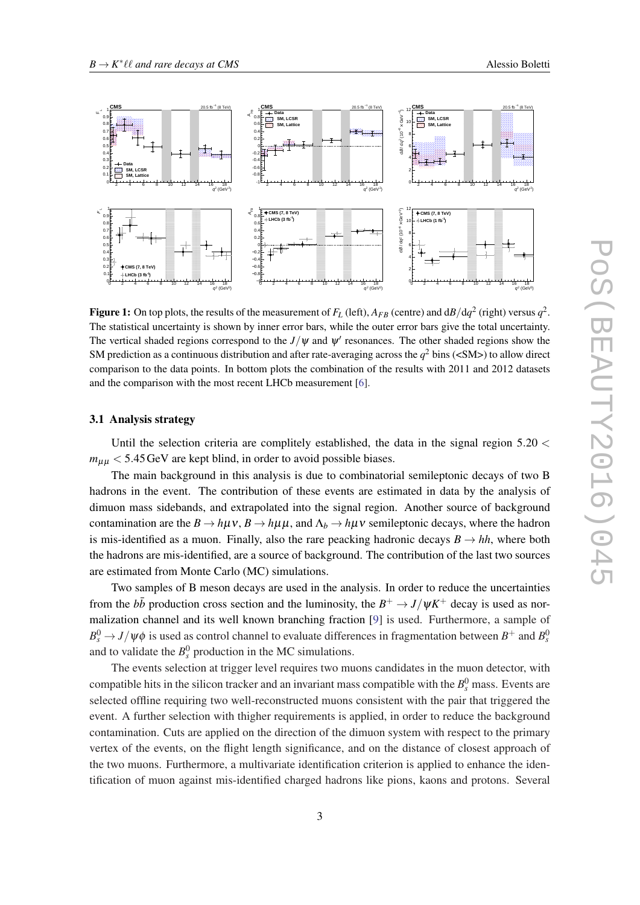**Figure 1:** On top plots, the results of the measurement of $F_L$ (left), $A_{FB}$ (centre) and $dB/dq^2$ (right) versus $q^2$. The statistical uncertainty is shown by inner error bars, while the outer error bars give the total uncertainty. The vertical shaded regions correspond to the $J/\psi$ and $\psi'$ resonances. The other shaded regions show the SM prediction as a continuous distribution and after rate-averaging across the $q^2$ bins (<SM>) to allow direct comparison to the data points. In bottom plots the combination of the results with 2011 and 2012 datasets and the comparison with the most recent LHCb measurement [6].

### 3.1 Analysis strategy

Until the selection criteria are complitely established, the data in the signal region $5.20 < m_{\mu\mu} < 5.45\,\text{GeV}$ are kept blind, in order to avoid possible biases.

The main background in this analysis is due to combinatorial semileptonic decays of two B hadrons in the event. The contribution of these events are estimated in data by the analysis of dimuon mass sidebands, and extrapolated into the signal region. Another source of background contamination are the $B \to h\mu\nu$, $B \to h\mu\mu$, and $\Lambda_b \to h\mu\nu$ semileptonic decays, where the hadron is mis-identified as a muon. Finally, also the rare peacking hadronic decays $B \to hh$, where both the hadrons are mis-identified, are a source of background. The contribution of the last two sources are estimated from Monte Carlo (MC) simulations.

Two samples of B meson decays are used in the analysis. In order to reduce the uncertainties from the $b\bar{b}$ production cross section and the luminosity, the $B^+ \to J/\psi K^+$ decay is used as normalization channel and its well known branching fraction [9] is used. Furthermore, a sample of $B_s^0 \to J/\psi\phi$ is used as control channel to evaluate differences in fragmentation between $B^+$ and $B_s^0$ and to validate the $B_s^0$ production in the MC simulations.

The events selection at trigger level requires two muons candidates in the muon detector, with compatible hits in the silicon tracker and an invariant mass compatible with the $B_s^0$ mass. Events are selected offline requiring two well-reconstructed muons consistent with the pair that triggered the event. A further selection with thigher requirements is applied, in order to reduce the background contamination. Cuts are applied on the direction of the dimuon system with respect to the primary vertex of the events, on the flight length significance, and on the distance of closest approach of the two muons. Furthermore, a multivariate identification criterion is applied to enhance the identification of muon against mis-identified charged hadrons like pions, kaons and protons. Several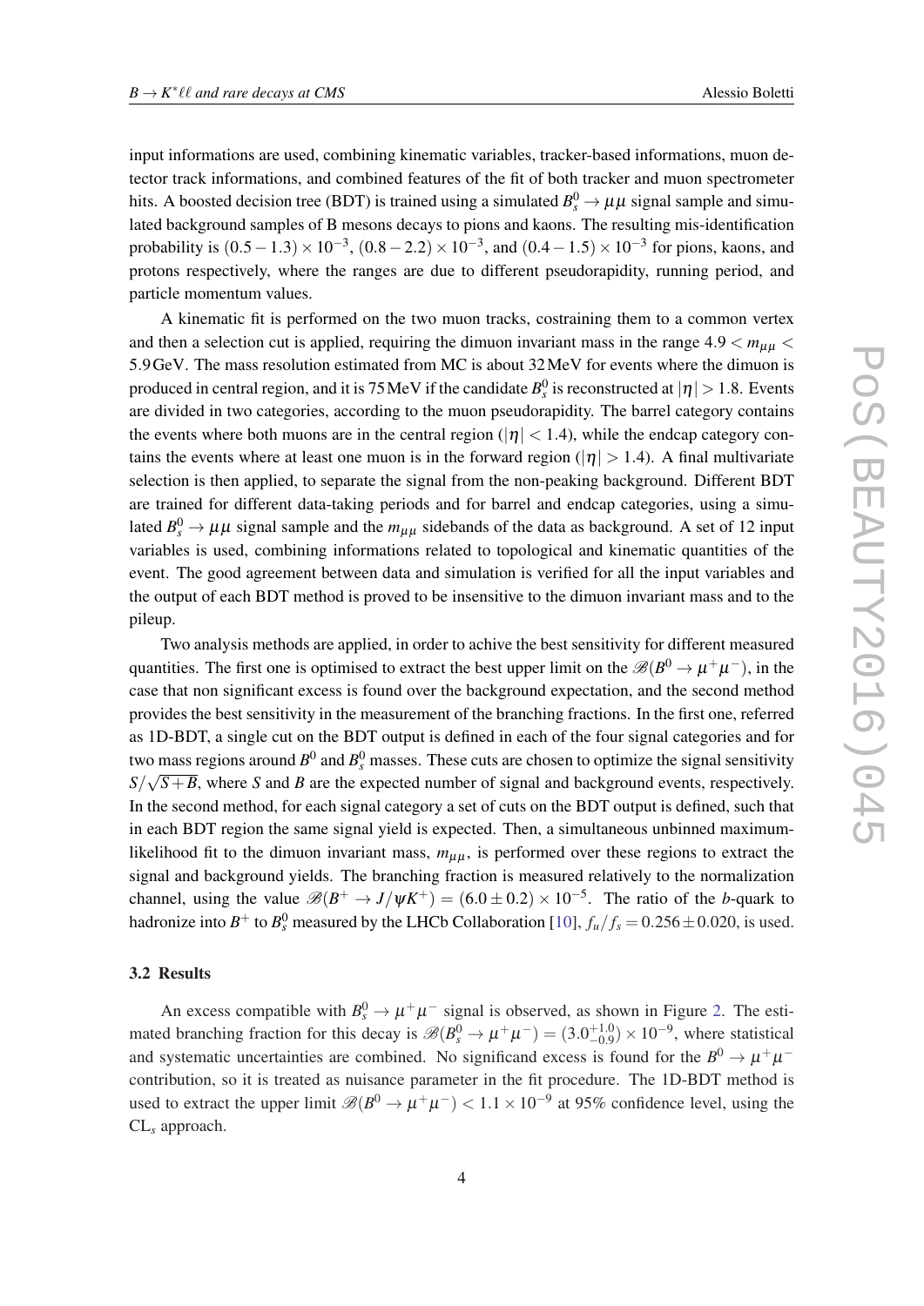input informations are used, combining kinematic variables, tracker-based informations, muon detector track informations, and combined features of the fit of both tracker and muon spectrometer hits. A boosted decision tree (BDT) is trained using a simulated $B_s^0 \to \mu\mu$ signal sample and simulated background samples of B mesons decays to pions and kaons. The resulting mis-identification probability is $(0.5-1.3)\times10^{-3}$, $(0.8-2.2)\times10^{-3}$, and $(0.4-1.5)\times10^{-3}$ for pions, kaons, and protons respectively, where the ranges are due to different pseudorapidity, running period, and particle momentum values.

A kinematic fit is performed on the two muon tracks, costraining them to a common vertex and then a selection cut is applied, requiring the dimuon invariant mass in the range $4.9 < m_{\mu\mu} < 5.9\,\text{GeV}$. The mass resolution estimated from MC is about 32 MeV for events where the dimuon is produced in central region, and it is 75 MeV if the candidate $B_s^0$ is reconstructed at $|\eta| > 1.8$. Events are divided in two categories, according to the muon pseudorapidity. The barrel category contains the events where both muons are in the central region ($|\eta| < 1.4$), while the endcap category contains the events where at least one muon is in the forward region ($|\eta| > 1.4$). A final multivariate selection is then applied, to separate the signal from the non-peaking background. Different BDT are trained for different data-taking periods and for barrel and endcap categories, using a simulated $B_s^0 \to \mu\mu$ signal sample and the $m_{\mu\mu}$ sidebands of the data as background. A set of 12 input variables is used, combining informations related to topological and kinematic quantities of the event. The good agreement between data and simulation is verified for all the input variables and the output of each BDT method is proved to be insensitive to the dimuon invariant mass and to the pileup.

Two analysis methods are applied, in order to achive the best sensitivity for different measured quantities. The first one is optimised to extract the best upper limit on the $\mathscr{B}(B^0 \to \mu^+\mu^-)$, in the case that non significant excess is found over the background expectation, and the second method provides the best sensitivity in the measurement of the branching fractions. In the first one, referred as 1D-BDT, a single cut on the BDT output is defined in each of the four signal categories and for two mass regions around $B^0$ and $B_s^0$ masses. These cuts are chosen to optimize the signal sensitivity $S/\sqrt{S+B}$, where $S$ and $B$ are the expected number of signal and background events, respectively. In the second method, for each signal category a set of cuts on the BDT output is defined, such that in each BDT region the same signal yield is expected. Then, a simultaneous unbinned maximum-likelihood fit to the dimuon invariant mass, $m_{\mu\mu}$, is performed over these regions to extract the signal and background yields. The branching fraction is measured relatively to the normalization channel, using the value $\mathscr{B}(B^+ \to J/\psi K^+) = (6.0 \pm 0.2)\times10^{-5}$. The ratio of the $b$-quark to hadronize into $B^+$ to $B_s^0$ measured by the LHCb Collaboration [10], $f_u/f_s = 0.256 \pm 0.020$, is used.

### 3.2 Results

An excess compatible with $B_s^0 \to \mu^+\mu^-$ signal is observed, as shown in Figure 2. The estimated branching fraction for this decay is $\mathscr{B}(B_s^0 \to \mu^+\mu^-) = (3.0^{+1.0}_{-0.9})\times10^{-9}$, where statistical and systematic uncertainties are combined. No significand excess is found for the $B^0 \to \mu^+\mu^-$ contribution, so it is treated as nuisance parameter in the fit procedure. The 1D-BDT method is used to extract the upper limit $\mathscr{B}(B^0 \to \mu^+\mu^-) < 1.1\times10^{-9}$ at 95% confidence level, using the $\text{CL}_s$ approach.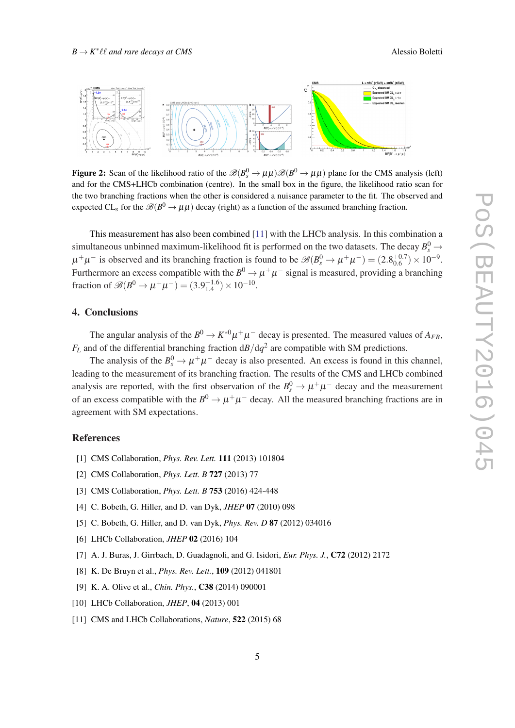**Figure 2:** Scan of the likelihood ratio of the $\mathscr{B}(B_s^0 \to \mu\mu)\mathscr{B}(B^0 \to \mu\mu)$ plane for the CMS analysis (left) and for the CMS+LHCb combination (centre). In the small box in the figure, the likelihood ratio scan for the two branching fractions when the other is considered a nuisance parameter to the fit. The observed and expected CL$_s$ for the $\mathscr{B}(B^0 \to \mu\mu)$ decay (right) as a function of the assumed branching fraction.

This measurement has also been combined [11] with the LHCb analysis. In this combination a simultaneous unbinned maximum-likelihood fit is performed on the two datasets. The decay $B_s^0 \to \mu^+\mu^-$ is observed and its branching fraction is found to be $\mathscr{B}(B_s^0 \to \mu^+\mu^-) = (2.8^{+0.7}_{0.6}) \times 10^{-9}$. Furthermore an excess compatible with the $B^0 \to \mu^+\mu^-$ signal is measured, providing a branching fraction of $\mathscr{B}(B^0 \to \mu^+\mu^-) = (3.9^{+1.6}_{1.4}) \times 10^{-10}$.

## 4. Conclusions

The angular analysis of the $B^0 \to K^{*0}\mu^+\mu^-$ decay is presented. The measured values of $A_{FB}$, $F_L$ and of the differential branching fraction $\mathrm{d}B/\mathrm{d}q^2$ are compatible with SM predictions.

The analysis of the $B_s^0 \to \mu^+\mu^-$ decay is also presented. An excess is found in this channel, leading to the measurement of its branching fraction. The results of the CMS and LHCb combined analysis are reported, with the first observation of the $B_s^0 \to \mu^+\mu^-$ decay and the measurement of an excess compatible with the $B^0 \to \mu^+\mu^-$ decay. All the measured branching fractions are in agreement with SM expectations.

## References

[1] CMS Collaboration, *Phys. Rev. Lett.* **111** (2013) 101804

[2] CMS Collaboration, *Phys. Lett. B* **727** (2013) 77

[3] CMS Collaboration, *Phys. Lett. B* **753** (2016) 424-448

[4] C. Bobeth, G. Hiller, and D. van Dyk, *JHEP* **07** (2010) 098

[5] C. Bobeth, G. Hiller, and D. van Dyk, *Phys. Rev. D* **87** (2012) 034016

[6] LHCb Collaboration, *JHEP* **02** (2016) 104

[7] A. J. Buras, J. Girrbach, D. Guadagnoli, and G. Isidori, *Eur. Phys. J.*, **C72** (2012) 2172

[8] K. De Bruyn et al., *Phys. Rev. Lett.*, **109** (2012) 041801

[9] K. A. Olive et al., *Chin. Phys.*, **C38** (2014) 090001

[10] LHCb Collaboration, *JHEP*, **04** (2013) 001

[11] CMS and LHCb Collaborations, *Nature*, **522** (2015) 68